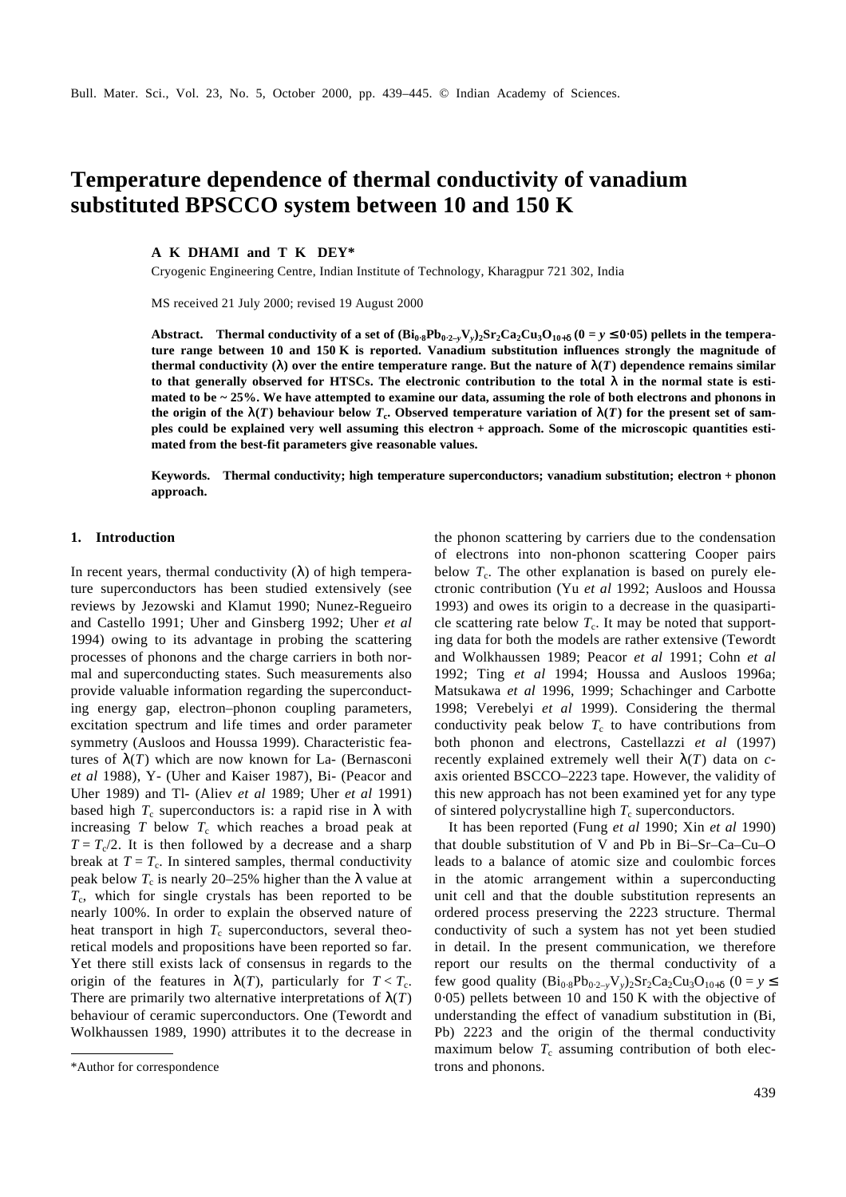# Temperature dependence of thermal conductivity of vanadium substituted BPSCCO system between 10 and 150 K

**A K DHAMI and T K DEY***

Cryogenic Engineering Centre, Indian Institute of Technology, Kharagpur 721 302, India

MS received 21 July 2000; revised 19 August 2000

**Abstract.** **Thermal conductivity of a set of $(Bi_{0·8}Pb_{0·2-y}V_y)_2Sr_2Ca_2Cu_3O_{10+\delta}$ $(0 = y \leq 0·05)$ pellets in the temperature range between 10 and 150 K is reported. Vanadium substitution influences strongly the magnitude of thermal conductivity ($\lambda$) over the entire temperature range. But the nature of $\lambda(T)$ dependence remains similar to that generally observed for HTSCs. The electronic contribution to the total $\lambda$ in the normal state is estimated to be ~ 25%. We have attempted to examine our data, assuming the role of both electrons and phonons in the origin of the $\lambda(T)$ behaviour below $T_c$. Observed temperature variation of $\lambda(T)$ for the present set of samples could be explained very well assuming this electron + approach. Some of the microscopic quantities estimated from the best-fit parameters give reasonable values.**

**Keywords.** **Thermal conductivity; high temperature superconductors; vanadium substitution; electron + phonon approach.**

## 1. Introduction

In recent years, thermal conductivity ($\lambda$) of high temperature superconductors has been studied extensively (see reviews by Jezowski and Klamut 1990; Nunez-Regueiro and Castello 1991; Uher and Ginsberg 1992; Uher *et al* 1994) owing to its advantage in probing the scattering processes of phonons and the charge carriers in both normal and superconducting states. Such measurements also provide valuable information regarding the superconducting energy gap, electron–phonon coupling parameters, excitation spectrum and life times and order parameter symmetry (Ausloos and Houssa 1999). Characteristic features of $\lambda(T)$ which are now known for La- (Bernasconi *et al* 1988), Y- (Uher and Kaiser 1987), Bi- (Peacor and Uher 1989) and Tl- (Aliev *et al* 1989; Uher *et al* 1991) based high $T_c$ superconductors is: a rapid rise in $\lambda$ with increasing $T$ below $T_c$ which reaches a broad peak at $T = T_c/2$. It is then followed by a decrease and a sharp break at $T = T_c$. In sintered samples, thermal conductivity peak below $T_c$ is nearly 20–25% higher than the $\lambda$ value at $T_c$, which for single crystals has been reported to be nearly 100%. In order to explain the observed nature of heat transport in high $T_c$ superconductors, several theoretical models and propositions have been reported so far. Yet there still exists lack of consensus in regards to the origin of the features in $\lambda(T)$, particularly for $T < T_c$. There are primarily two alternative interpretations of $\lambda(T)$ behaviour of ceramic superconductors. One (Tewordt and Wolkhaussen 1989, 1990) attributes it to the decrease in the phonon scattering by carriers due to the condensation of electrons into non-phonon scattering Cooper pairs below $T_c$. The other explanation is based on purely electronic contribution (Yu *et al* 1992; Ausloos and Houssa 1993) and owes its origin to a decrease in the quasiparticle scattering rate below $T_c$. It may be noted that supporting data for both the models are rather extensive (Tewordt and Wolkhaussen 1989; Peacor *et al* 1991; Cohn *et al* 1992; Ting *et al* 1994; Houssa and Ausloos 1996a; Matsukawa *et al* 1996, 1999; Schachinger and Carbotte 1998; Verebelyi *et al* 1999). Considering the thermal conductivity peak below $T_c$ to have contributions from both phonon and electrons, Castellazzi *et al* (1997) recently explained extremely well their $\lambda(T)$ data on *c*-axis oriented BSCCO–2223 tape. However, the validity of this new approach has not been examined yet for any type of sintered polycrystalline high $T_c$ superconductors.

It has been reported (Fung *et al* 1990; Xin *et al* 1990) that double substitution of V and Pb in Bi–Sr–Ca–Cu–O leads to a balance of atomic size and coulombic forces in the atomic arrangement within a superconducting unit cell and that the double substitution represents an ordered process preserving the 2223 structure. Thermal conductivity of such a system has not yet been studied in detail. In the present communication, we therefore report our results on the thermal conductivity of a few good quality $(Bi_{0·8}Pb_{0·2-y}V_y)_2Sr_2Ca_2Cu_3O_{10+\delta}$ $(0 = y \leq 0·05)$ pellets between 10 and 150 K with the objective of understanding the effect of vanadium substitution in (Bi, Pb) 2223 and the origin of the thermal conductivity maximum below $T_c$ assuming contribution of both electrons and phonons.

*Author for correspondence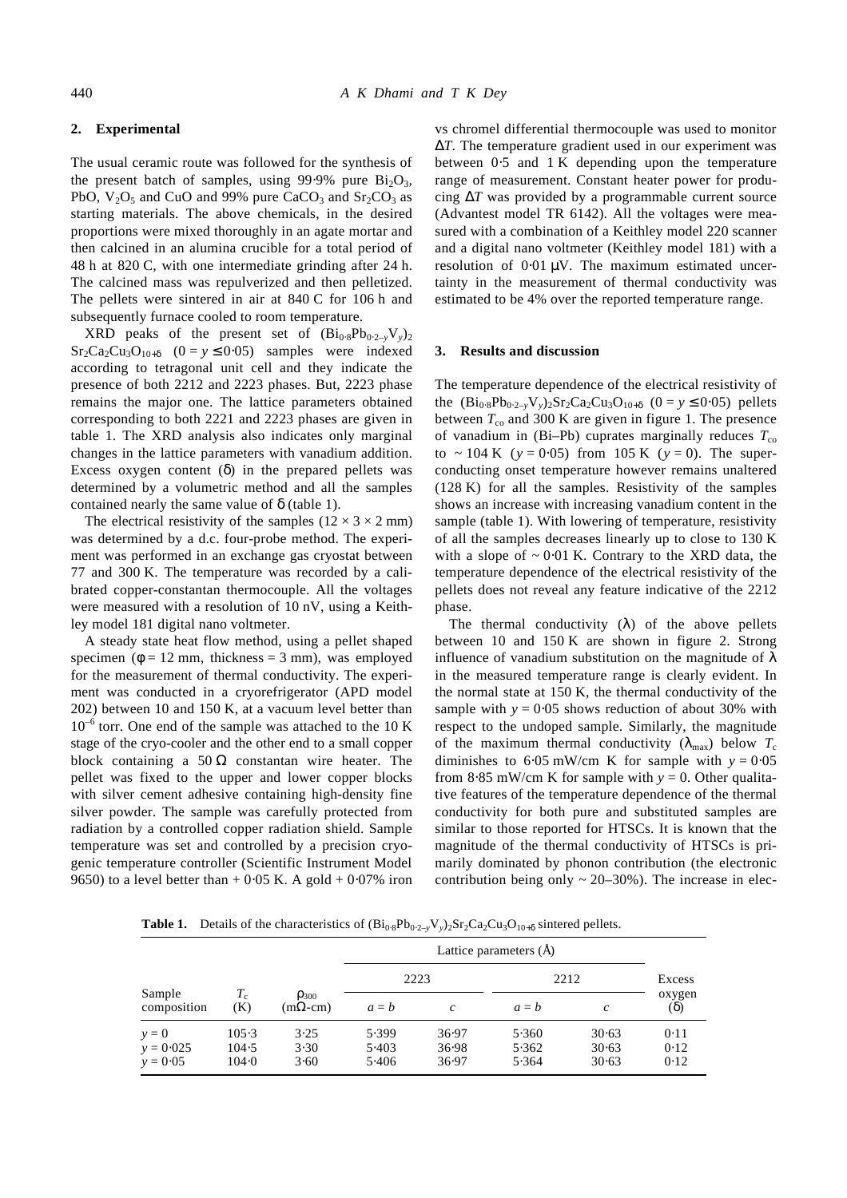## 2. Experimental

The usual ceramic route was followed for the synthesis of the present batch of samples, using 99·9% pure $Bi_2O_3$, PbO, $V_2O_5$ and CuO and 99% pure $CaCO_3$ and $Sr_2CO_3$ as starting materials. The above chemicals, in the desired proportions were mixed thoroughly in an agate mortar and then calcined in an alumina crucible for a total period of 48 h at 820 C, with one intermediate grinding after 24 h. The calcined mass was repulverized and then pelletized. The pellets were sintered in air at 840 C for 106 h and subsequently furnace cooled to room temperature.

XRD peaks of the present set of $(Bi_{0·8}Pb_{0·2-y}V_y)_2Sr_2Ca_2Cu_3O_{10+\delta}$ $(0 = y \leq 0·05)$ samples were indexed according to tetragonal unit cell and they indicate the presence of both 2212 and 2223 phases. But, 2223 phase remains the major one. The lattice parameters obtained corresponding to both 2221 and 2223 phases are given in table 1. The XRD analysis also indicates only marginal changes in the lattice parameters with vanadium addition. Excess oxygen content ($\delta$) in the prepared pellets was determined by a volumetric method and all the samples contained nearly the same value of $\delta$ (table 1).

The electrical resistivity of the samples $(12 \times 3 \times 2$ mm) was determined by a d.c. four-probe method. The experiment was performed in an exchange gas cryostat between 77 and 300 K. The temperature was recorded by a calibrated copper-constantan thermocouple. All the voltages were measured with a resolution of 10 nV, using a Keithley model 181 digital nano voltmeter.

A steady state heat flow method, using a pellet shaped specimen ($\phi = 12$ mm, thickness = 3 mm), was employed for the measurement of thermal conductivity. The experiment was conducted in a cryorefrigerator (APD model 202) between 10 and 150 K, at a vacuum level better than $10^{-6}$ torr. One end of the sample was attached to the 10 K stage of the cryo-cooler and the other end to a small copper block containing a 50 $\Omega$ constantan wire heater. The pellet was fixed to the upper and lower copper blocks with silver cement adhesive containing high-density fine silver powder. The sample was carefully protected from radiation by a controlled copper radiation shield. Sample temperature was set and controlled by a precision cryogenic temperature controller (Scientific Instrument Model 9650) to a level better than + 0·05 K. A gold + 0·07% iron vs chromel differential thermocouple was used to monitor $\Delta T$. The temperature gradient used in our experiment was between 0·5 and 1 K depending upon the temperature range of measurement. Constant heater power for producing $\Delta T$ was provided by a programmable current source (Advantest model TR 6142). All the voltages were measured with a combination of a Keithley model 220 scanner and a digital nano voltmeter (Keithley model 181) with a resolution of 0·01 $\mu$V. The maximum estimated uncertainty in the measurement of thermal conductivity was estimated to be 4% over the reported temperature range.

## 3. Results and discussion

The temperature dependence of the electrical resistivity of the $(Bi_{0·8}Pb_{0·2-y}V_y)_2Sr_2Ca_2Cu_3O_{10+\delta}$ $(0 = y \leq 0·05)$ pellets between $T_{co}$ and 300 K are given in figure 1. The presence of vanadium in (Bi–Pb) cuprates marginally reduces $T_{co}$ to ~ 104 K ($y = 0·05$) from 105 K ($y = 0$). The superconducting onset temperature however remains unaltered (128 K) for all the samples. Resistivity of the samples shows an increase with increasing vanadium content in the sample (table 1). With lowering of temperature, resistivity of all the samples decreases linearly up to close to 130 K with a slope of ~ 0·01 K. Contrary to the XRD data, the temperature dependence of the electrical resistivity of the pellets does not reveal any feature indicative of the 2212 phase.

The thermal conductivity ($\lambda$) of the above pellets between 10 and 150 K are shown in figure 2. Strong influence of vanadium substitution on the magnitude of $\lambda$ in the measured temperature range is clearly evident. In the normal state at 150 K, the thermal conductivity of the sample with $y = 0·05$ shows reduction of about 30% with respect to the undoped sample. Similarly, the magnitude of the maximum thermal conductivity ($\lambda_{max}$) below $T_c$ diminishes to 6·05 mW/cm K for sample with $y = 0·05$ from 8·85 mW/cm K for sample with $y = 0$. Other qualitative features of the temperature dependence of the thermal conductivity for both pure and substituted samples are similar to those reported for HTSCs. It is known that the magnitude of the thermal conductivity of HTSCs is primarily dominated by phonon contribution (the electronic contribution being only ~ 20–30%). The increase in elec-

**Table 1.** Details of the characteristics of $(Bi_{0·8}Pb_{0·2-y}V_y)_2Sr_2Ca_2Cu_3O_{10+\delta}$ sintered pellets.

| Sample composition | $T_c$ (K) | $\rho_{300}$ (m$\Omega$-cm) | Lattice parameters (Å) | | | | Excess oxygen ($\delta$) |
|---|---|---|---|---|---|---|---|
| | | | 2223 | | 2212 | | |
| | | | $a = b$ | $c$ | $a = b$ | $c$ | |
| $y = 0$ | 105·3 | 3·25 | 5·399 | 36·97 | 5·360 | 30·63 | 0·11 |
| $y = 0·025$ | 104·5 | 3·30 | 5·403 | 36·98 | 5·362 | 30·63 | 0·12 |
| $y = 0·05$ | 104·0 | 3·60 | 5·406 | 36·97 | 5·364 | 30·63 | 0·12 |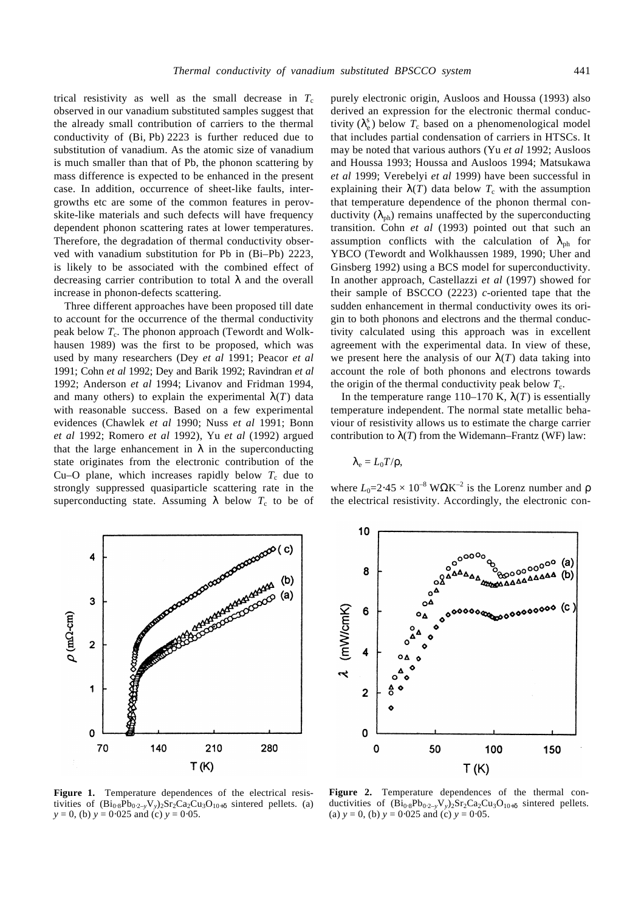trical resistivity as well as the small decrease in $T_c$ observed in our vanadium substituted samples suggest that the already small contribution of carriers to the thermal conductivity of (Bi, Pb) 2223 is further reduced due to substitution of vanadium. As the atomic size of vanadium is much smaller than that of Pb, the phonon scattering by mass difference is expected to be enhanced in the present case. In addition, occurrence of sheet-like faults, intergrowths etc are some of the common features in perovskite-like materials and such defects will have frequency dependent phonon scattering rates at lower temperatures. Therefore, the degradation of thermal conductivity observed with vanadium substitution for Pb in (Bi–Pb) 2223, is likely to be associated with the combined effect of decreasing carrier contribution to total $\lambda$ and the overall increase in phonon-defects scattering.

Three different approaches have been proposed till date to account for the occurrence of the thermal conductivity peak below $T_c$. The phonon approach (Tewordt and Wolkhausen 1989) was the first to be proposed, which was used by many researchers (Dey *et al* 1991; Peacor *et al* 1991; Cohn *et al* 1992; Dey and Barik 1992; Ravindran *et al* 1992; Anderson *et al* 1994; Livanov and Fridman 1994, and many others) to explain the experimental $\lambda(T)$ data with reasonable success. Based on a few experimental evidences (Chawlek *et al* 1990; Nuss *et al* 1991; Bonn *et al* 1992; Romero *et al* 1992), Yu *et al* (1992) argued that the large enhancement in $\lambda$ in the superconducting state originates from the electronic contribution of the Cu–O plane, which increases rapidly below $T_c$ due to strongly suppressed quasiparticle scattering rate in the superconducting state. Assuming $\lambda$ below $T_c$ to be of purely electronic origin, Ausloos and Houssa (1993) also derived an expression for the electronic thermal conductivity ($\lambda_e^s$) below $T_c$ based on a phenomenological model that includes partial condensation of carriers in HTSCs. It may be noted that various authors (Yu *et al* 1992; Ausloos and Houssa 1993; Houssa and Ausloos 1994; Matsukawa *et al* 1999; Verebelyi *et al* 1999) have been successful in explaining their $\lambda(T)$ data below $T_c$ with the assumption that temperature dependence of the phonon thermal conductivity ($\lambda_{ph}$) remains unaffected by the superconducting transition. Cohn *et al* (1993) pointed out that such an assumption conflicts with the calculation of $\lambda_{ph}$ for YBCO (Tewordt and Wolkhaussen 1989, 1990; Uher and Ginsberg 1992) using a BCS model for superconductivity. In another approach, Castellazzi *et al* (1997) showed for their sample of BSCCO (2223) *c*-oriented tape that the sudden enhancement in thermal conductivity owes its origin to both phonons and electrons and the thermal conductivity calculated using this approach was in excellent agreement with the experimental data. In view of these, we present here the analysis of our $\lambda(T)$ data taking into account the role of both phonons and electrons towards the origin of the thermal conductivity peak below $T_c$.

In the temperature range 110–170 K, $\lambda(T)$ is essentially temperature independent. The normal state metallic behaviour of resistivity allows us to estimate the charge carrier contribution to $\lambda(T)$ from the Widemann–Frantz (WF) law:

$$\lambda_e = L_0 T/\rho,$$

where $L_0 = 2{\cdot}45 \times 10^{-8}$ W$\Omega$K$^{-2}$ is the Lorenz number and $\rho$ the electrical resistivity. Accordingly, the electronic con-

**Figure 1.** Temperature dependences of the electrical resistivities of $(Bi_{0{\cdot}8}Pb_{0{\cdot}2-y}V_y)_2Sr_2Ca_2Cu_3O_{10+\delta}$ sintered pellets. (a) $y = 0$, (b) $y = 0{\cdot}025$ and (c) $y = 0{\cdot}05$.

**Figure 2.** Temperature dependences of the thermal conductivities of $(Bi_{0{\cdot}8}Pb_{0{\cdot}2-y}V_y)_2Sr_2Ca_2Cu_3O_{10+\delta}$ sintered pellets. (a) $y = 0$, (b) $y = 0{\cdot}025$ and (c) $y = 0{\cdot}05$.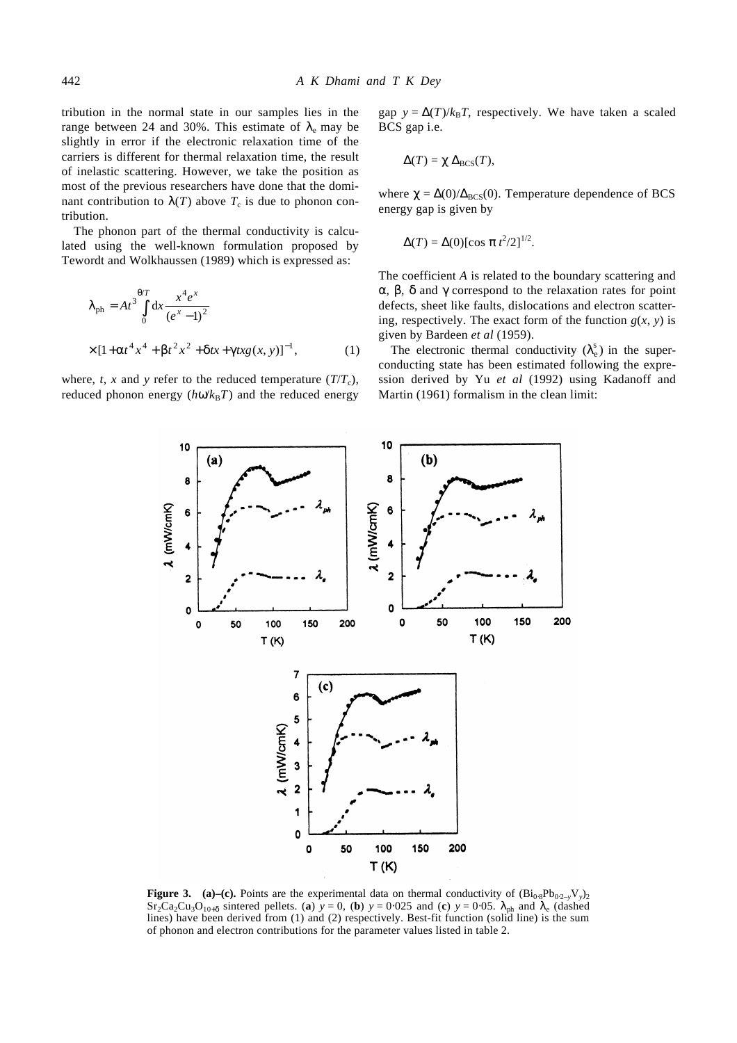tribution in the normal state in our samples lies in the range between 24 and 30%. This estimate of $\lambda_e$ may be slightly in error if the electronic relaxation time of the carriers is different for thermal relaxation time, the result of inelastic scattering. However, we take the position as most of the previous researchers have done that the dominant contribution to $\lambda(T)$ above $T_c$ is due to phonon contribution.

The phonon part of the thermal conductivity is calculated using the well-known formulation proposed by Tewordt and Wolkhaussen (1989) which is expressed as:

$$\lambda_{ph} = At^3 \int_0^{\theta/T} dx \frac{x^4 e^x}{(e^x - 1)^2}$$

$$\times [1 + \alpha t^4 x^4 + \beta t^2 x^2 + \delta tx + \gamma txg(x, y)]^{-1}, \qquad (1)$$

where, $t$, $x$ and $y$ refer to the reduced temperature ($T/T_c$), reduced phonon energy ($h\omega/k_B T$) and the reduced energy gap $y = \Delta(T)/k_B T$, respectively. We have taken a scaled BCS gap i.e.

$$\Delta(T) = \chi\, \Delta_{BCS}(T),$$

where $\chi = \Delta(0)/\Delta_{BCS}(0)$. Temperature dependence of BCS energy gap is given by

$$\Delta(T) = \Delta(0)[\cos \pi\, t^2/2]^{1/2}.$$

The coefficient $A$ is related to the boundary scattering and $\alpha$, $\beta$, $\delta$ and $\gamma$ correspond to the relaxation rates for point defects, sheet like faults, dislocations and electron scattering, respectively. The exact form of the function $g(x, y)$ is given by Bardeen *et al* (1959).

The electronic thermal conductivity ($\lambda_e^s$) in the superconducting state has been estimated following the expression derived by Yu *et al* (1992) using Kadanoff and Martin (1961) formalism in the clean limit:

**Figure 3.** **(a)–(c).** Points are the experimental data on thermal conductivity of $(Bi_{0.8}Pb_{0.2-y}V_y)_2Sr_2Ca_2Cu_3O_{10+\delta}$ sintered pellets. (**a**) $y = 0$, (**b**) $y = 0.025$ and (**c**) $y = 0.05$. $\lambda_{ph}$ and $\lambda_e$ (dashed lines) have been derived from (1) and (2) respectively. Best-fit function (solid line) is the sum of phonon and electron contributions for the parameter values listed in table 2.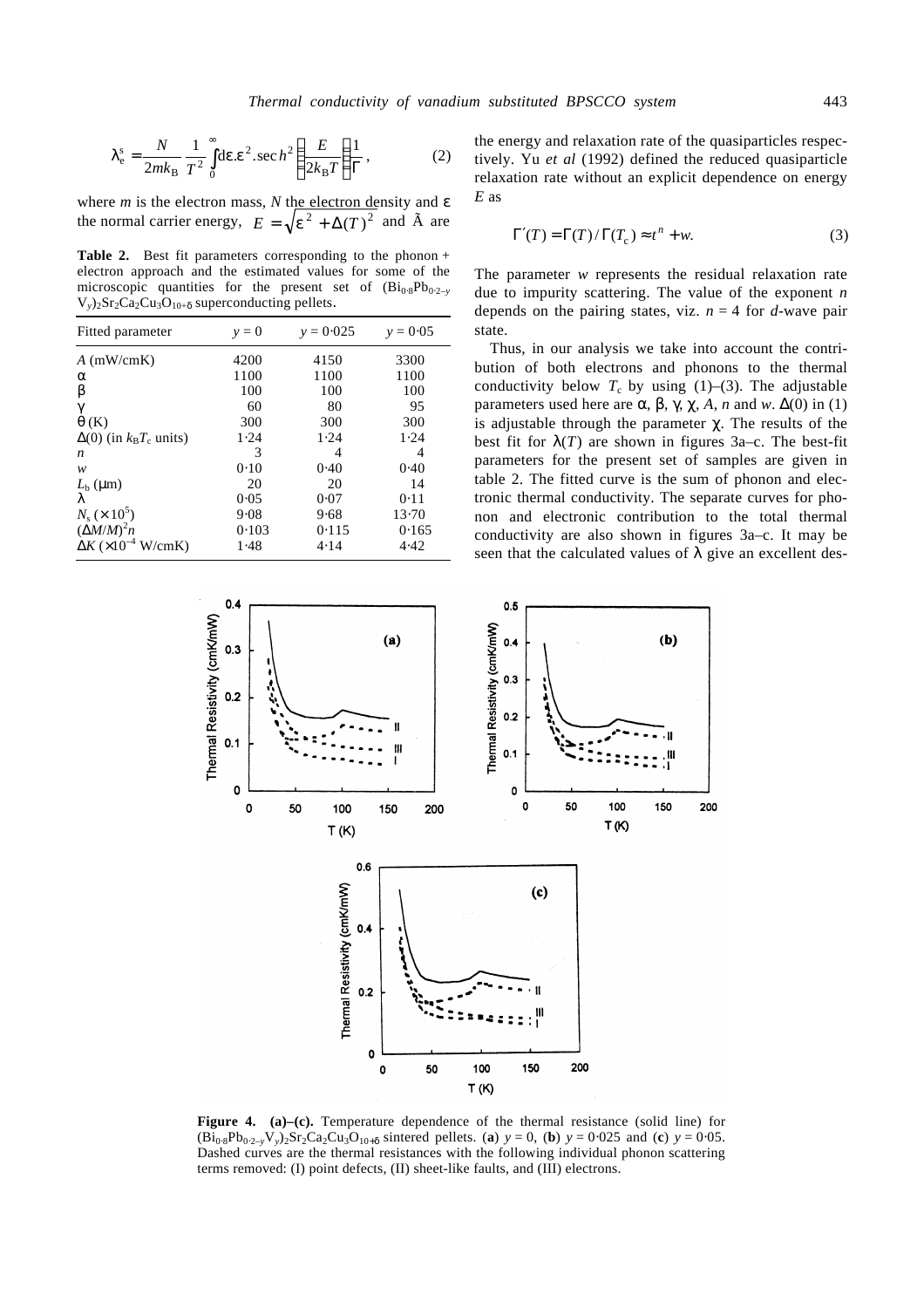$$\lambda_e^s = \frac{N}{2mk_B}\frac{1}{T^2}\int_0^\infty d\varepsilon.\varepsilon^2.\sec h^2\left(\frac{E}{2k_BT}\right)\frac{1}{\Gamma}, \tag{2}$$

where $m$ is the electron mass, $N$ the electron density and $\varepsilon$ the normal carrier energy, $E = \sqrt{\varepsilon^2 + \Delta(T)^2}$ and $\Gamma$ are the energy and relaxation rate of the quasiparticles respectively. Yu *et al* (1992) defined the reduced quasiparticle relaxation rate without an explicit dependence on energy $E$ as

$$\Gamma'(T) = \Gamma(T)/\Gamma(T_c) \approx t^n + w. \tag{3}$$

The parameter $w$ represents the residual relaxation rate due to impurity scattering. The value of the exponent $n$ depends on the pairing states, viz. $n = 4$ for $d$-wave pair state.

Thus, in our analysis we take into account the contribution of both electrons and phonons to the thermal conductivity below $T_c$ by using (1)–(3). The adjustable parameters used here are $\alpha$, $\beta$, $\gamma$, $\chi$, $A$, $n$ and $w$. $\Delta(0)$ in (1) is adjustable through the parameter $\chi$. The results of the best fit for $\lambda(T)$ are shown in figures 3a–c. The best-fit parameters for the present set of samples are given in table 2. The fitted curve is the sum of phonon and electronic thermal conductivity. The separate curves for phonon and electronic contribution to the total thermal conductivity are also shown in figures 3a–c. It may be seen that the calculated values of $\lambda$ give an excellent des-

**Table 2.** Best fit parameters corresponding to the phonon + electron approach and the estimated values for some of the microscopic quantities for the present set of $(Bi_{0\cdot8}Pb_{0\cdot2-y}V_y)_2Sr_2Ca_2Cu_3O_{10+\delta}$ superconducting pellets.

| Fitted parameter | $y = 0$ | $y = 0{\cdot}025$ | $y = 0{\cdot}05$ |
|---|---|---|---|
| $A$ (mW/cmK) | 4200 | 4150 | 3300 |
| $\alpha$ | 1100 | 1100 | 1100 |
| $\beta$ | 100 | 100 | 100 |
| $\gamma$ | 60 | 80 | 95 |
| $\theta$ (K) | 300 | 300 | 300 |
| $\Delta(0)$ (in $k_BT_c$ units) | 1·24 | 1·24 | 1·24 |
| $n$ | 3 | 4 | 4 |
| $w$ | 0·10 | 0·40 | 0·40 |
| $L_b$ ($\mu$m) | 20 | 20 | 14 |
| $\lambda$ | 0·05 | 0·07 | 0·11 |
| $N_s$ ($\times 10^5$) | 9·08 | 9·68 | 13·70 |
| $(\Delta M/M)^2 n$ | 0·103 | 0·115 | 0·165 |
| $\Delta K$ ($\times 10^{-4}$ W/cmK) | 1·48 | 4·14 | 4·42 |

**Figure 4. (a)–(c).** Temperature dependence of the thermal resistance (solid line) for $(Bi_{0\cdot8}Pb_{0\cdot2-y}V_y)_2Sr_2Ca_2Cu_3O_{10+\delta}$ sintered pellets. (**a**) $y = 0$, (**b**) $y = 0{\cdot}025$ and (**c**) $y = 0{\cdot}05$. Dashed curves are the thermal resistances with the following individual phonon scattering terms removed: (I) point defects, (II) sheet-like faults, and (III) electrons.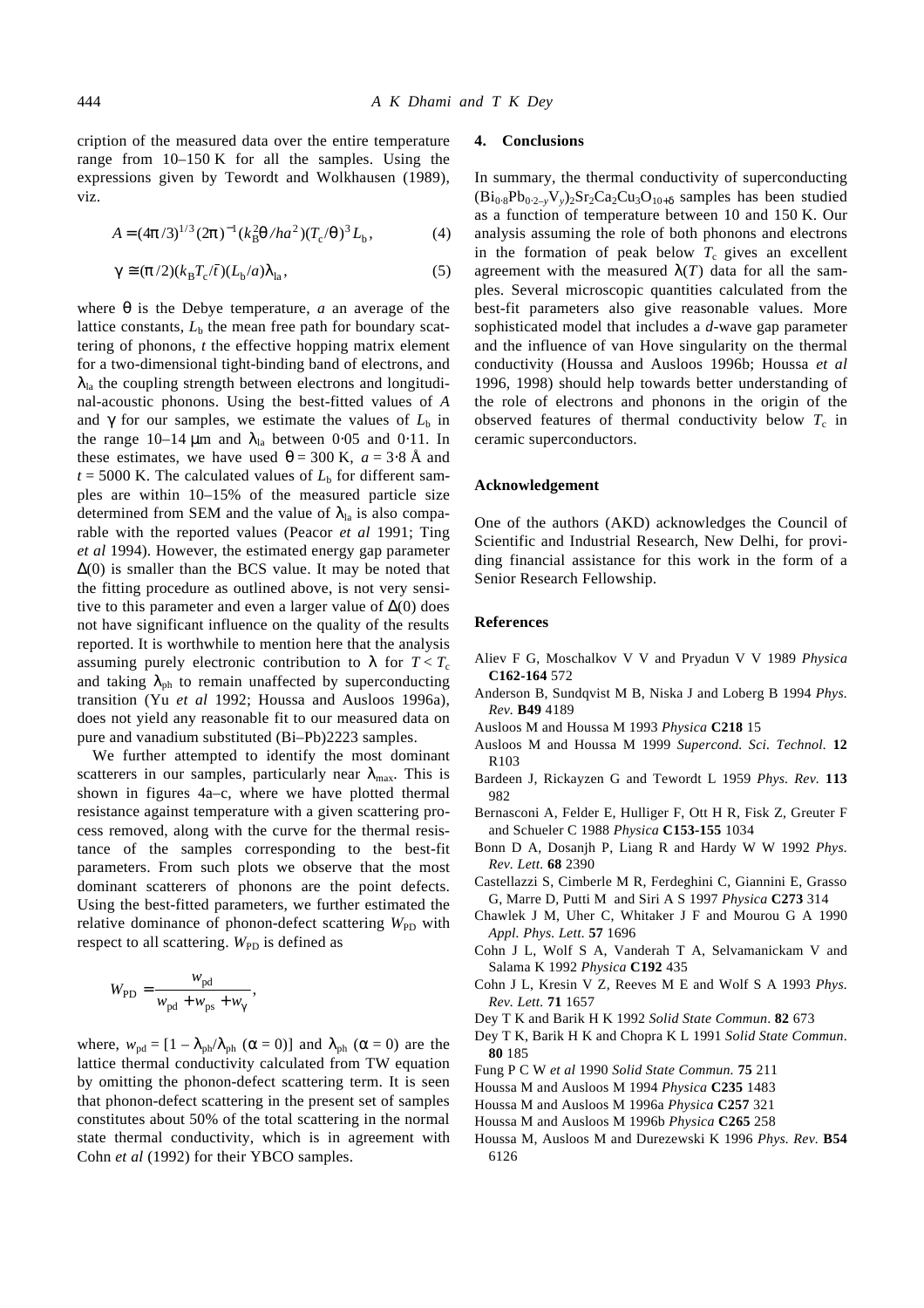cription of the measured data over the entire temperature range from 10–150 K for all the samples. Using the expressions given by Tewordt and Wolkhausen (1989), viz.

$$A = (4\pi/3)^{1/3}(2\pi)^{-1}(k_B^2\theta/ha^2)(T_c/\theta)^3 L_b, \tag{4}$$

$$\gamma \cong (\pi/2)(k_B T_c/t)(L_b/a)\lambda_{la}, \tag{5}$$

where $\theta$ is the Debye temperature, $a$ an average of the lattice constants, $L_b$ the mean free path for boundary scattering of phonons, $t$ the effective hopping matrix element for a two-dimensional tight-binding band of electrons, and $\lambda_{la}$ the coupling strength between electrons and longitudinal-acoustic phonons. Using the best-fitted values of $A$ and $\gamma$ for our samples, we estimate the values of $L_b$ in the range 10–14 μm and $\lambda_{la}$ between 0·05 and 0·11. In these estimates, we have used $\theta = 300$ K, $a = 3{\cdot}8$ Å and $t = 5000$ K. The calculated values of $L_b$ for different samples are within 10–15% of the measured particle size determined from SEM and the value of $\lambda_{la}$ is also comparable with the reported values (Peacor *et al* 1991; Ting *et al* 1994). However, the estimated energy gap parameter $\Delta(0)$ is smaller than the BCS value. It may be noted that the fitting procedure as outlined above, is not very sensitive to this parameter and even a larger value of $\Delta(0)$ does not have significant influence on the quality of the results reported. It is worthwhile to mention here that the analysis assuming purely electronic contribution to $\lambda$ for $T < T_c$ and taking $\lambda_{ph}$ to remain unaffected by superconducting transition (Yu *et al* 1992; Houssa and Ausloos 1996a), does not yield any reasonable fit to our measured data on pure and vanadium substituted (Bi–Pb)2223 samples.

We further attempted to identify the most dominant scatterers in our samples, particularly near $\lambda_{max}$. This is shown in figures 4a–c, where we have plotted thermal resistance against temperature with a given scattering process removed, along with the curve for the thermal resistance of the samples corresponding to the best-fit parameters. From such plots we observe that the most dominant scatterers of phonons are the point defects. Using the best-fitted parameters, we further estimated the relative dominance of phonon-defect scattering $W_{PD}$ with respect to all scattering. $W_{PD}$ is defined as

$$W_{PD} = \frac{w_{pd}}{w_{pd} + w_{ps} + w_{\gamma}},$$

where, $w_{pd} = [1 - \lambda_{ph}/\lambda_{ph}\ (\alpha = 0)]$ and $\lambda_{ph}\ (\alpha = 0)$ are the lattice thermal conductivity calculated from TW equation by omitting the phonon-defect scattering term. It is seen that phonon-defect scattering in the present set of samples constitutes about 50% of the total scattering in the normal state thermal conductivity, which is in agreement with Cohn *et al* (1992) for their YBCO samples.

## 4. Conclusions

In summary, the thermal conductivity of superconducting $(Bi_{0{\cdot}8}Pb_{0{\cdot}2-y}V_y)_2Sr_2Ca_2Cu_3O_{10+\delta}$ samples has been studied as a function of temperature between 10 and 150 K. Our analysis assuming the role of both phonons and electrons in the formation of peak below $T_c$ gives an excellent agreement with the measured $\lambda(T)$ data for all the samples. Several microscopic quantities calculated from the best-fit parameters also give reasonable values. More sophisticated model that includes a *d*-wave gap parameter and the influence of van Hove singularity on the thermal conductivity (Houssa and Ausloos 1996b; Houssa *et al* 1996, 1998) should help towards better understanding of the role of electrons and phonons in the origin of the observed features of thermal conductivity below $T_c$ in ceramic superconductors.

## Acknowledgement

One of the authors (AKD) acknowledges the Council of Scientific and Industrial Research, New Delhi, for providing financial assistance for this work in the form of a Senior Research Fellowship.

## References

Aliev F G, Moschalkov V V and Pryadun V V 1989 *Physica* **C162-164** 572

Anderson B, Sundqvist M B, Niska J and Loberg B 1994 *Phys. Rev.* **B49** 4189

Ausloos M and Houssa M 1993 *Physica* **C218** 15

Ausloos M and Houssa M 1999 *Supercond. Sci. Technol.* **12** R103

Bardeen J, Rickayzen G and Tewordt L 1959 *Phys. Rev.* **113** 982

Bernasconi A, Felder E, Hulliger F, Ott H R, Fisk Z, Greuter F and Schueler C 1988 *Physica* **C153-155** 1034

Bonn D A, Dosanjh P, Liang R and Hardy W W 1992 *Phys. Rev. Lett.* **68** 2390

Castellazzi S, Cimberle M R, Ferdeghini C, Giannini E, Grasso G, Marre D, Putti M and Siri A S 1997 *Physica* **C273** 314

Chawlek J M, Uher C, Whitaker J F and Mourou G A 1990 *Appl. Phys. Lett.* **57** 1696

Cohn J L, Wolf S A, Vanderah T A, Selvamanickam V and Salama K 1992 *Physica* **C192** 435

Cohn J L, Kresin V Z, Reeves M E and Wolf S A 1993 *Phys. Rev. Lett.* **71** 1657

Dey T K and Barik H K 1992 *Solid State Commun.* **82** 673

Dey T K, Barik H K and Chopra K L 1991 *Solid State Commun.* **80** 185

Fung P C W *et al* 1990 *Solid State Commun.* **75** 211

Houssa M and Ausloos M 1994 *Physica* **C235** 1483

Houssa M and Ausloos M 1996a *Physica* **C257** 321

Houssa M and Ausloos M 1996b *Physica* **C265** 258

Houssa M, Ausloos M and Durezewski K 1996 *Phys. Rev.* **B54** 6126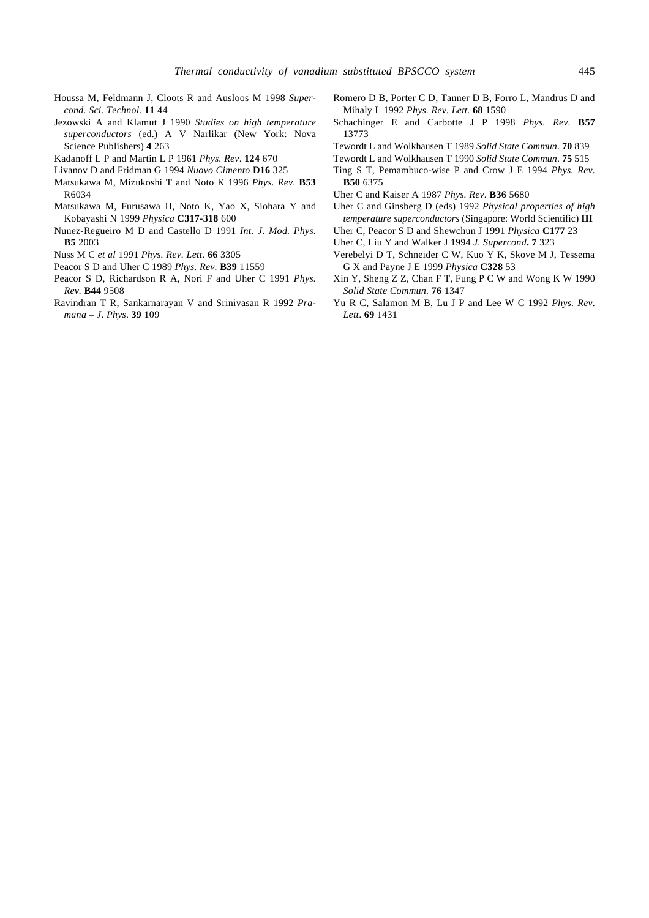Houssa M, Feldmann J, Cloots R and Ausloos M 1998 *Supercond. Sci. Technol.* **11** 44

Jezowski A and Klamut J 1990 *Studies on high temperature superconductors* (ed.) A V Narlikar (New York: Nova Science Publishers) **4** 263

Kadanoff L P and Martin L P 1961 *Phys. Rev*. **124** 670

Livanov D and Fridman G 1994 *Nuovo Cimento* **D16** 325

Matsukawa M, Mizukoshi T and Noto K 1996 *Phys. Rev*. **B53** R6034

Matsukawa M, Furusawa H, Noto K, Yao X, Siohara Y and Kobayashi N 1999 *Physica* **C317-318** 600

Nunez-Regueiro M D and Castello D 1991 *Int. J. Mod. Phys*. **B5** 2003

Nuss M C *et al* 1991 *Phys. Rev. Lett.* **66** 3305

Peacor S D and Uher C 1989 *Phys. Rev.* **B39** 11559

Peacor S D, Richardson R A, Nori F and Uher C 1991 *Phys. Rev.* **B44** 9508

Ravindran T R, Sankarnarayan V and Srinivasan R 1992 *Pramana – J. Phys*. **39** 109

Romero D B, Porter C D, Tanner D B, Forro L, Mandrus D and Mihaly L 1992 *Phys. Rev. Lett.* **68** 1590

Schachinger E and Carbotte J P 1998 *Phys. Rev.* **B57** 13773

Tewordt L and Wolkhausen T 1989 *Solid State Commun*. **70** 839

Tewordt L and Wolkhausen T 1990 *Solid State Commun*. **75** 515

Ting S T, Pemambuco-wise P and Crow J E 1994 *Phys. Rev*. **B50** 6375

Uher C and Kaiser A 1987 *Phys. Rev*. **B36** 5680

Uher C and Ginsberg D (eds) 1992 *Physical properties of high temperature superconductors* (Singapore: World Scientific) **III**

Uher C, Peacor S D and Shewchun J 1991 *Physica* **C177** 23

Uher C, Liu Y and Walker J 1994 *J. Supercond***.** **7** 323

Verebelyi D T, Schneider C W, Kuo Y K, Skove M J, Tessema G X and Payne J E 1999 *Physica* **C328** 53

Xin Y, Sheng Z Z, Chan F T, Fung P C W and Wong K W 1990 *Solid State Commun*. **76** 1347

Yu R C, Salamon M B, Lu J P and Lee W C 1992 *Phys. Rev. Lett*. **69** 1431